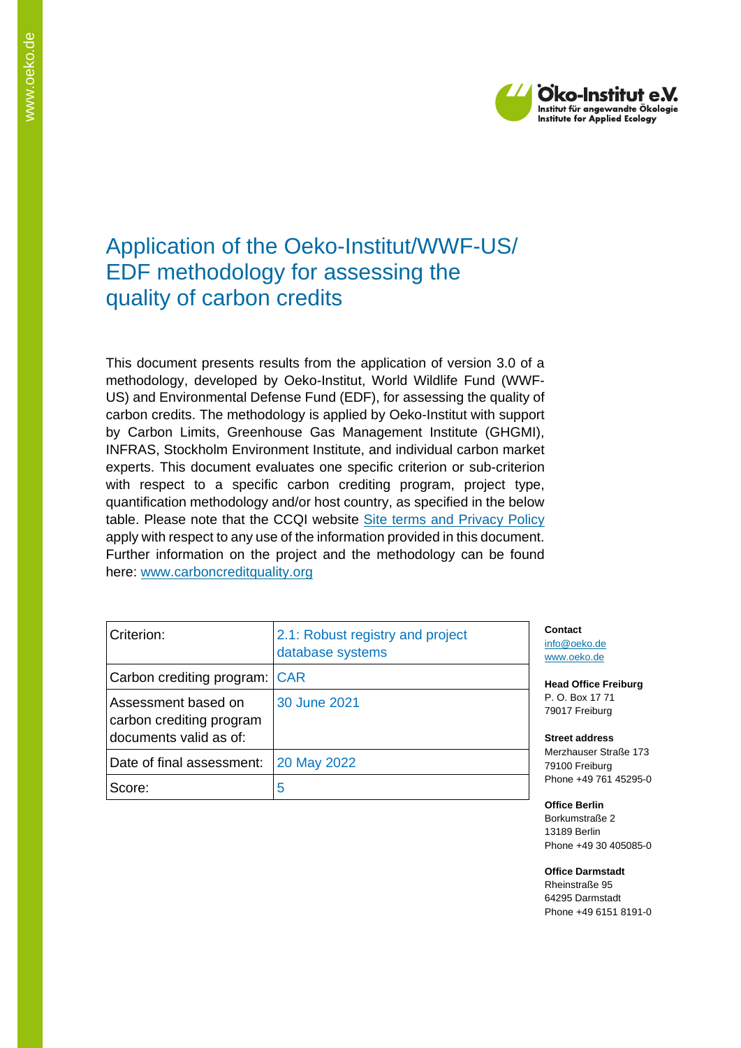# Application of the Oeko-Institut/WWF-US/EDF methodology for assessing the quality of carbon credits

This document presents results from the application of version 3.0 of a methodology, developed by Oeko-Institut, World Wildlife Fund (WWF-US) and Environmental Defense Fund (EDF), for assessing the quality of carbon credits. The methodology is applied by Oeko-Institut with support by Carbon Limits, Greenhouse Gas Management Institute (GHGMI), INFRAS, Stockholm Environment Institute, and individual carbon market experts. This document evaluates one specific criterion or sub-criterion with respect to a specific carbon crediting program, project type, quantification methodology and/or host country, as specified in the below table. Please note that the CCQI website [Site terms and Privacy Policy] apply with respect to any use of the information provided in this document. Further information on the project and the methodology can be found here: www.carboncreditquality.org

| Criterion: | 2.1: Robust registry and project database systems |
|---|---|
| Carbon crediting program: | CAR |
| Assessment based on carbon crediting program documents valid as of: | 30 June 2021 |
| Date of final assessment: | 20 May 2022 |
| Score: | 5 |

**Contact**
info@oeko.de
www.oeko.de

**Head Office Freiburg**
P. O. Box 17 71
79017 Freiburg

**Street address**
Merzhauser Straße 173
79100 Freiburg
Phone +49 761 45295-0

**Office Berlin**
Borkumstraße 2
13189 Berlin
Phone +49 30 405085-0

**Office Darmstadt**
Rheinstraße 95
64295 Darmstadt
Phone +49 6151 8191-0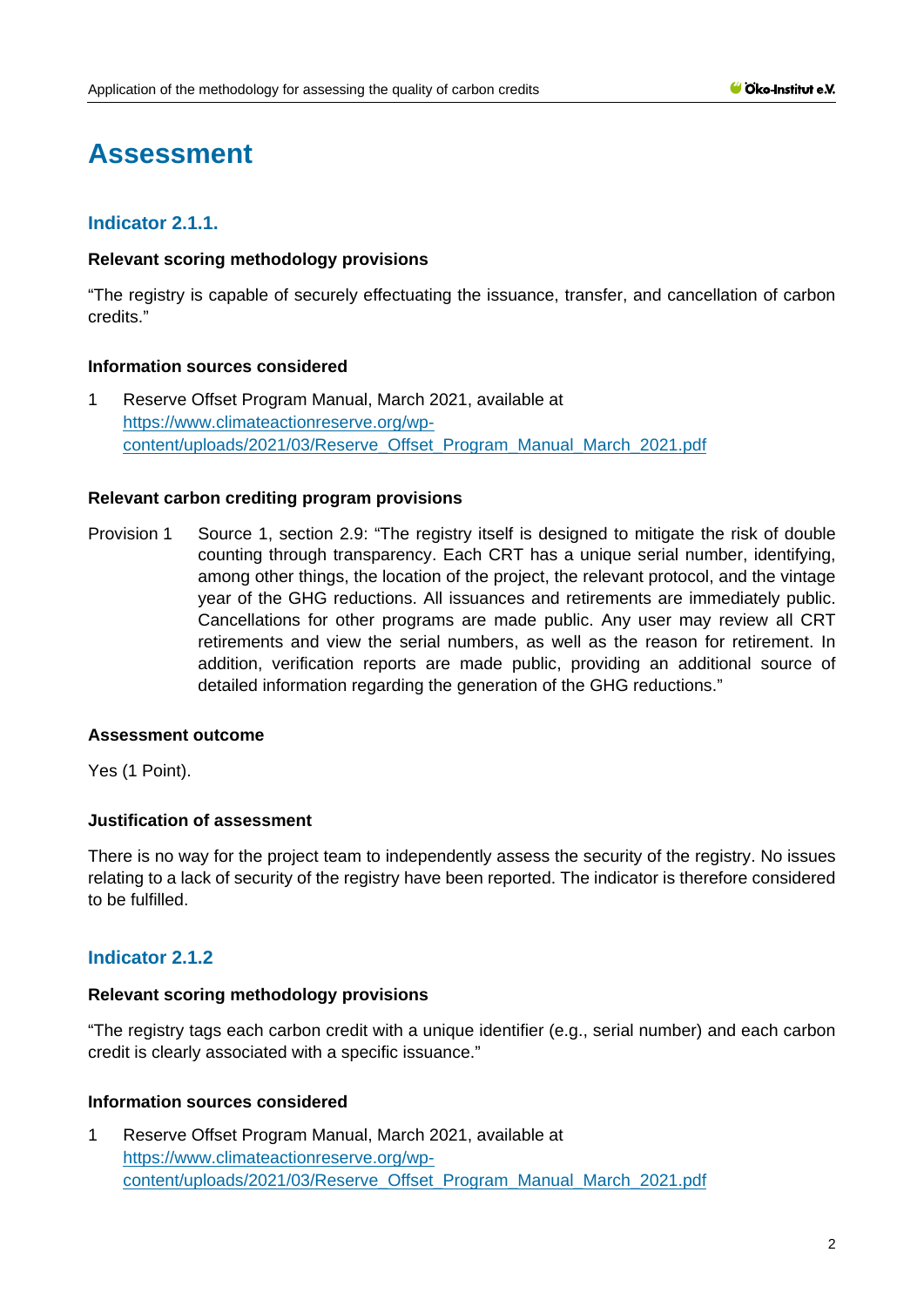# Assessment

## Indicator 2.1.1.

**Relevant scoring methodology provisions**

“The registry is capable of securely effectuating the issuance, transfer, and cancellation of carbon credits.”

**Information sources considered**

1 Reserve Offset Program Manual, March 2021, available at [https://www.climateactionreserve.org/wp-content/uploads/2021/03/Reserve_Offset_Program_Manual_March_2021.pdf](https://www.climateactionreserve.org/wp-content/uploads/2021/03/Reserve_Offset_Program_Manual_March_2021.pdf)

**Relevant carbon crediting program provisions**

Provision 1 Source 1, section 2.9: “The registry itself is designed to mitigate the risk of double counting through transparency. Each CRT has a unique serial number, identifying, among other things, the location of the project, the relevant protocol, and the vintage year of the GHG reductions. All issuances and retirements are immediately public. Cancellations for other programs are made public. Any user may review all CRT retirements and view the serial numbers, as well as the reason for retirement. In addition, verification reports are made public, providing an additional source of detailed information regarding the generation of the GHG reductions.”

**Assessment outcome**

Yes (1 Point).

**Justification of assessment**

There is no way for the project team to independently assess the security of the registry. No issues relating to a lack of security of the registry have been reported. The indicator is therefore considered to be fulfilled.

## Indicator 2.1.2

**Relevant scoring methodology provisions**

“The registry tags each carbon credit with a unique identifier (e.g., serial number) and each carbon credit is clearly associated with a specific issuance.”

**Information sources considered**

1 Reserve Offset Program Manual, March 2021, available at [https://www.climateactionreserve.org/wp-content/uploads/2021/03/Reserve_Offset_Program_Manual_March_2021.pdf](https://www.climateactionreserve.org/wp-content/uploads/2021/03/Reserve_Offset_Program_Manual_March_2021.pdf)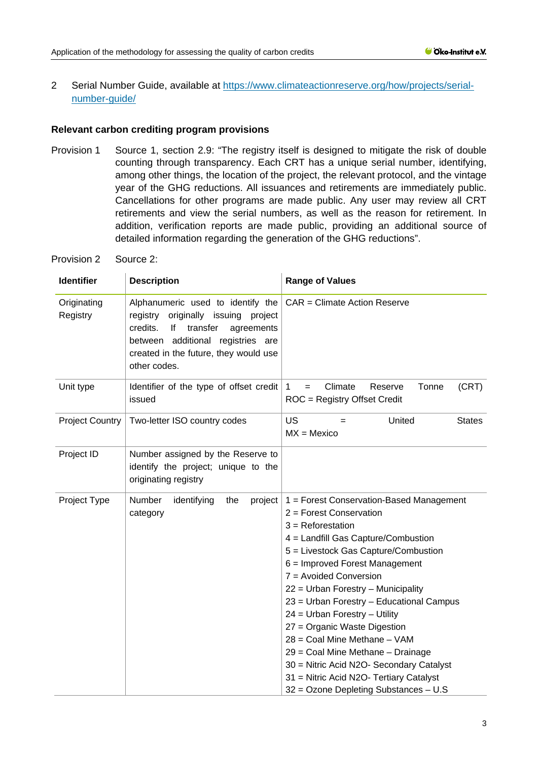2 Serial Number Guide, available at https://www.climateactionreserve.org/how/projects/serial-number-guide/

**Relevant carbon crediting program provisions**

Provision 1 Source 1, section 2.9: "The registry itself is designed to mitigate the risk of double counting through transparency. Each CRT has a unique serial number, identifying, among other things, the location of the project, the relevant protocol, and the vintage year of the GHG reductions. All issuances and retirements are immediately public. Cancellations for other programs are made public. Any user may review all CRT retirements and view the serial numbers, as well as the reason for retirement. In addition, verification reports are made public, providing an additional source of detailed information regarding the generation of the GHG reductions".

Provision 2 Source 2:

| Identifier | Description | Range of Values |
|---|---|---|
| Originating Registry | Alphanumeric used to identify the registry originally issuing project credits. If transfer agreements between additional registries are created in the future, they would use other codes. | CAR = Climate Action Reserve |
| Unit type | Identifier of the type of offset credit issued | 1 = Climate Reserve Tonne (CRT)<br>ROC = Registry Offset Credit |
| Project Country | Two-letter ISO country codes | US = United States<br>MX = Mexico |
| Project ID | Number assigned by the Reserve to identify the project; unique to the originating registry | |
| Project Type | Number identifying the project category | 1 = Forest Conservation-Based Management<br>2 = Forest Conservation<br>3 = Reforestation<br>4 = Landfill Gas Capture/Combustion<br>5 = Livestock Gas Capture/Combustion<br>6 = Improved Forest Management<br>7 = Avoided Conversion<br>22 = Urban Forestry – Municipality<br>23 = Urban Forestry – Educational Campus<br>24 = Urban Forestry – Utility<br>27 = Organic Waste Digestion<br>28 = Coal Mine Methane – VAM<br>29 = Coal Mine Methane – Drainage<br>30 = Nitric Acid N2O- Secondary Catalyst<br>31 = Nitric Acid N2O- Tertiary Catalyst<br>32 = Ozone Depleting Substances – U.S |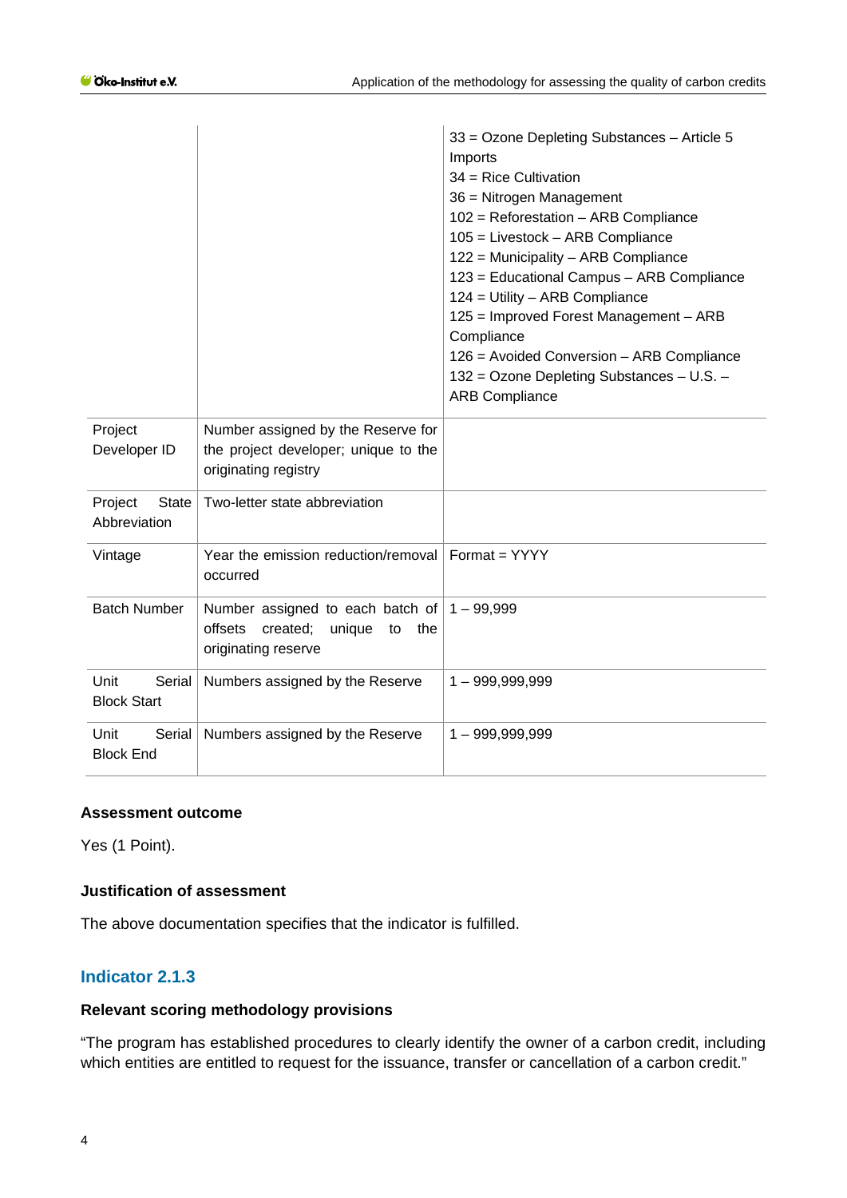| | | |
|---|---|---|
| | | 33 = Ozone Depleting Substances – Article 5 Imports<br>34 = Rice Cultivation<br>36 = Nitrogen Management<br>102 = Reforestation – ARB Compliance<br>105 = Livestock – ARB Compliance<br>122 = Municipality – ARB Compliance<br>123 = Educational Campus – ARB Compliance<br>124 = Utility – ARB Compliance<br>125 = Improved Forest Management – ARB Compliance<br>126 = Avoided Conversion – ARB Compliance<br>132 = Ozone Depleting Substances – U.S. – ARB Compliance |
| Project Developer ID | Number assigned by the Reserve for the project developer; unique to the originating registry | |
| Project State Abbreviation | Two-letter state abbreviation | |
| Vintage | Year the emission reduction/removal occurred | Format = YYYY |
| Batch Number | Number assigned to each batch of offsets created; unique to the originating reserve | 1 – 99,999 |
| Unit Serial Block Start | Numbers assigned by the Reserve | 1 – 999,999,999 |
| Unit Serial Block End | Numbers assigned by the Reserve | 1 – 999,999,999 |

**Assessment outcome**

Yes (1 Point).

**Justification of assessment**

The above documentation specifies that the indicator is fulfilled.

## Indicator 2.1.3

**Relevant scoring methodology provisions**

"The program has established procedures to clearly identify the owner of a carbon credit, including which entities are entitled to request for the issuance, transfer or cancellation of a carbon credit."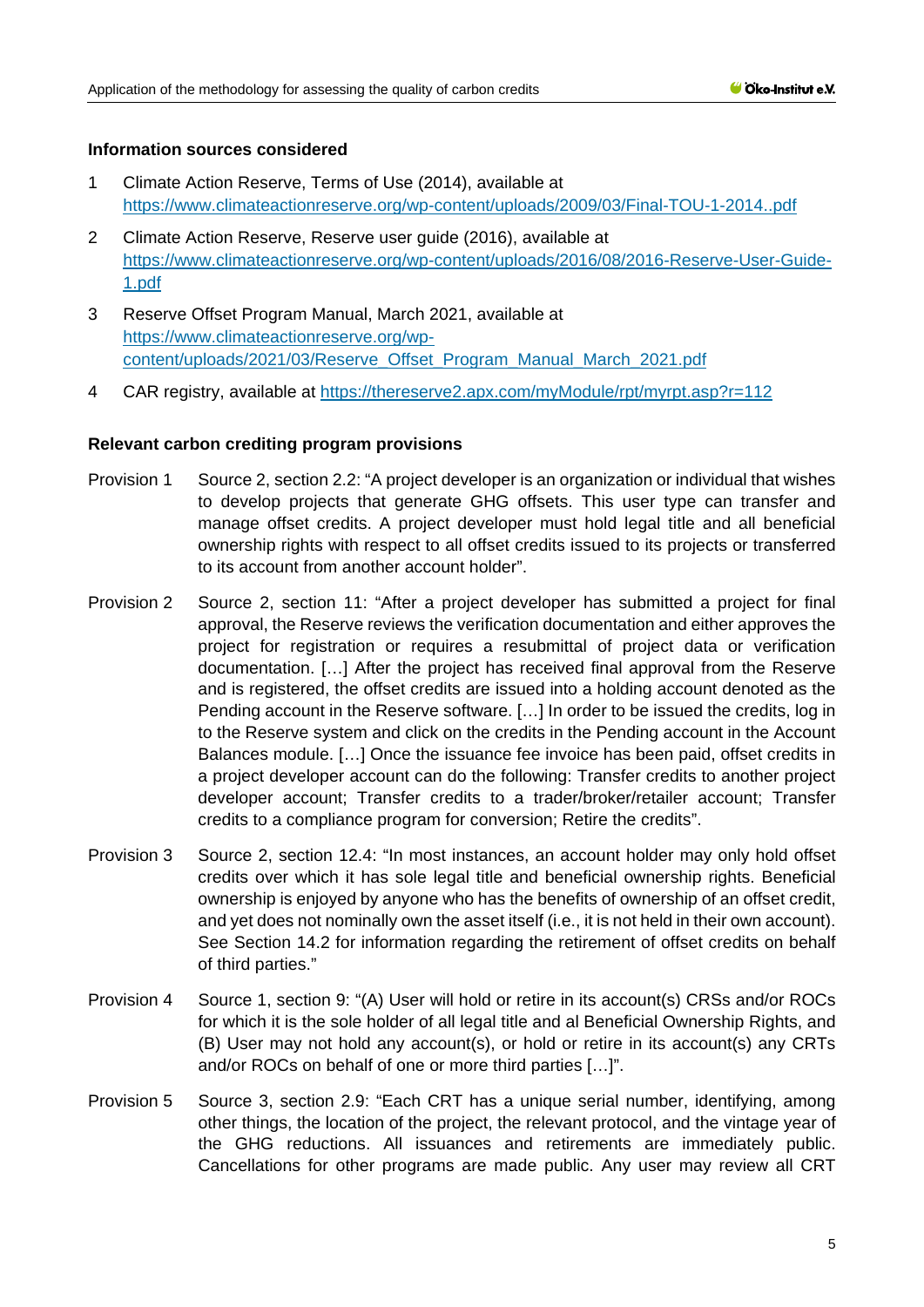### Information sources considered

1. Climate Action Reserve, Terms of Use (2014), available at https://www.climateactionreserve.org/wp-content/uploads/2009/03/Final-TOU-1-2014..pdf
2. Climate Action Reserve, Reserve user guide (2016), available at https://www.climateactionreserve.org/wp-content/uploads/2016/08/2016-Reserve-User-Guide-1.pdf
3. Reserve Offset Program Manual, March 2021, available at https://www.climateactionreserve.org/wp-content/uploads/2021/03/Reserve_Offset_Program_Manual_March_2021.pdf
4. CAR registry, available at https://thereserve2.apx.com/myModule/rpt/myrpt.asp?r=112

### Relevant carbon crediting program provisions

Provision 1 Source 2, section 2.2: "A project developer is an organization or individual that wishes to develop projects that generate GHG offsets. This user type can transfer and manage offset credits. A project developer must hold legal title and all beneficial ownership rights with respect to all offset credits issued to its projects or transferred to its account from another account holder".

Provision 2 Source 2, section 11: "After a project developer has submitted a project for final approval, the Reserve reviews the verification documentation and either approves the project for registration or requires a resubmittal of project data or verification documentation. […] After the project has received final approval from the Reserve and is registered, the offset credits are issued into a holding account denoted as the Pending account in the Reserve software. […] In order to be issued the credits, log in to the Reserve system and click on the credits in the Pending account in the Account Balances module. […] Once the issuance fee invoice has been paid, offset credits in a project developer account can do the following: Transfer credits to another project developer account; Transfer credits to a trader/broker/retailer account; Transfer credits to a compliance program for conversion; Retire the credits".

Provision 3 Source 2, section 12.4: "In most instances, an account holder may only hold offset credits over which it has sole legal title and beneficial ownership rights. Beneficial ownership is enjoyed by anyone who has the benefits of ownership of an offset credit, and yet does not nominally own the asset itself (i.e., it is not held in their own account). See Section 14.2 for information regarding the retirement of offset credits on behalf of third parties."

Provision 4 Source 1, section 9: "(A) User will hold or retire in its account(s) CRSs and/or ROCs for which it is the sole holder of all legal title and al Beneficial Ownership Rights, and (B) User may not hold any account(s), or hold or retire in its account(s) any CRTs and/or ROCs on behalf of one or more third parties […]".

Provision 5 Source 3, section 2.9: "Each CRT has a unique serial number, identifying, among other things, the location of the project, the relevant protocol, and the vintage year of the GHG reductions. All issuances and retirements are immediately public. Cancellations for other programs are made public. Any user may review all CRT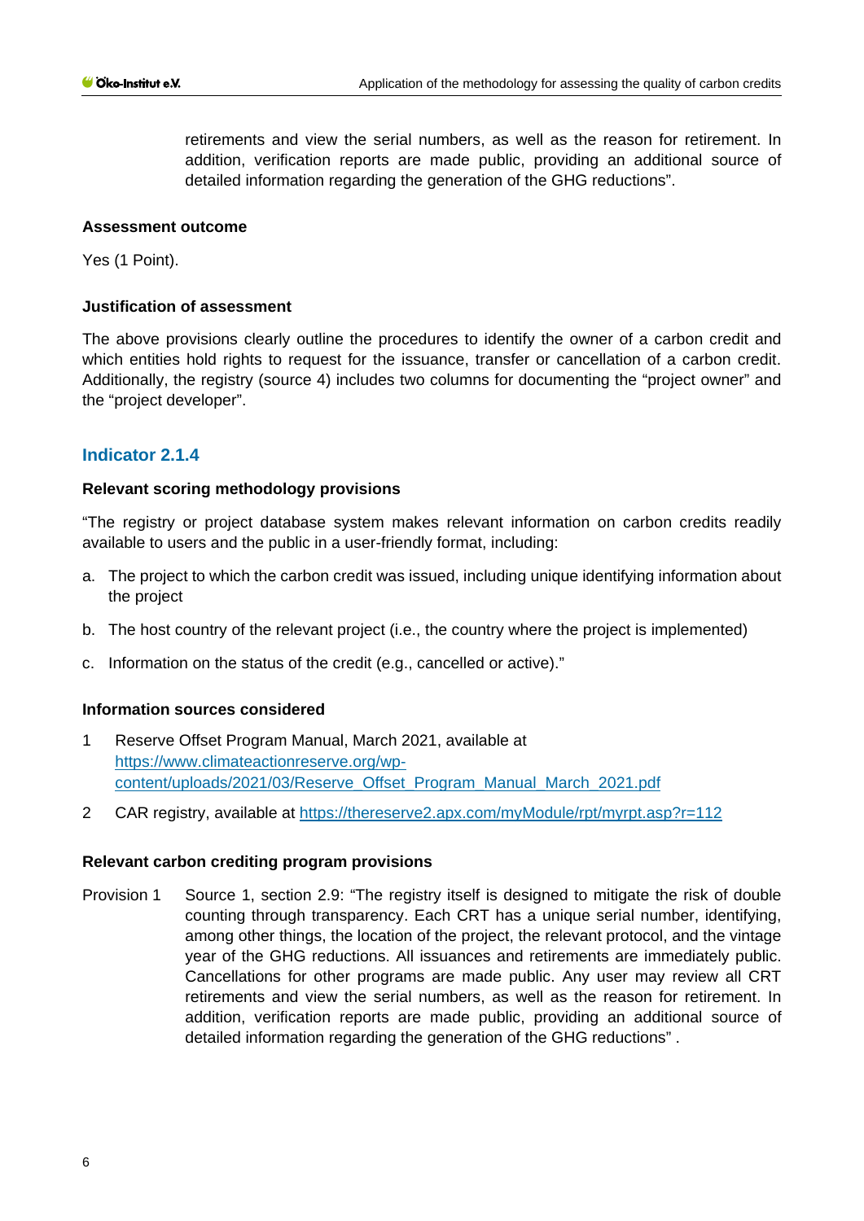retirements and view the serial numbers, as well as the reason for retirement. In addition, verification reports are made public, providing an additional source of detailed information regarding the generation of the GHG reductions".

**Assessment outcome**

Yes (1 Point).

**Justification of assessment**

The above provisions clearly outline the procedures to identify the owner of a carbon credit and which entities hold rights to request for the issuance, transfer or cancellation of a carbon credit. Additionally, the registry (source 4) includes two columns for documenting the "project owner" and the "project developer".

## Indicator 2.1.4

**Relevant scoring methodology provisions**

"The registry or project database system makes relevant information on carbon credits readily available to users and the public in a user-friendly format, including:

a. The project to which the carbon credit was issued, including unique identifying information about the project

b. The host country of the relevant project (i.e., the country where the project is implemented)

c. Information on the status of the credit (e.g., cancelled or active)."

**Information sources considered**

1 Reserve Offset Program Manual, March 2021, available at https://www.climateactionreserve.org/wp-content/uploads/2021/03/Reserve_Offset_Program_Manual_March_2021.pdf

2 CAR registry, available at https://thereserve2.apx.com/myModule/rpt/myrpt.asp?r=112

**Relevant carbon crediting program provisions**

Provision 1 Source 1, section 2.9: "The registry itself is designed to mitigate the risk of double counting through transparency. Each CRT has a unique serial number, identifying, among other things, the location of the project, the relevant protocol, and the vintage year of the GHG reductions. All issuances and retirements are immediately public. Cancellations for other programs are made public. Any user may review all CRT retirements and view the serial numbers, as well as the reason for retirement. In addition, verification reports are made public, providing an additional source of detailed information regarding the generation of the GHG reductions" .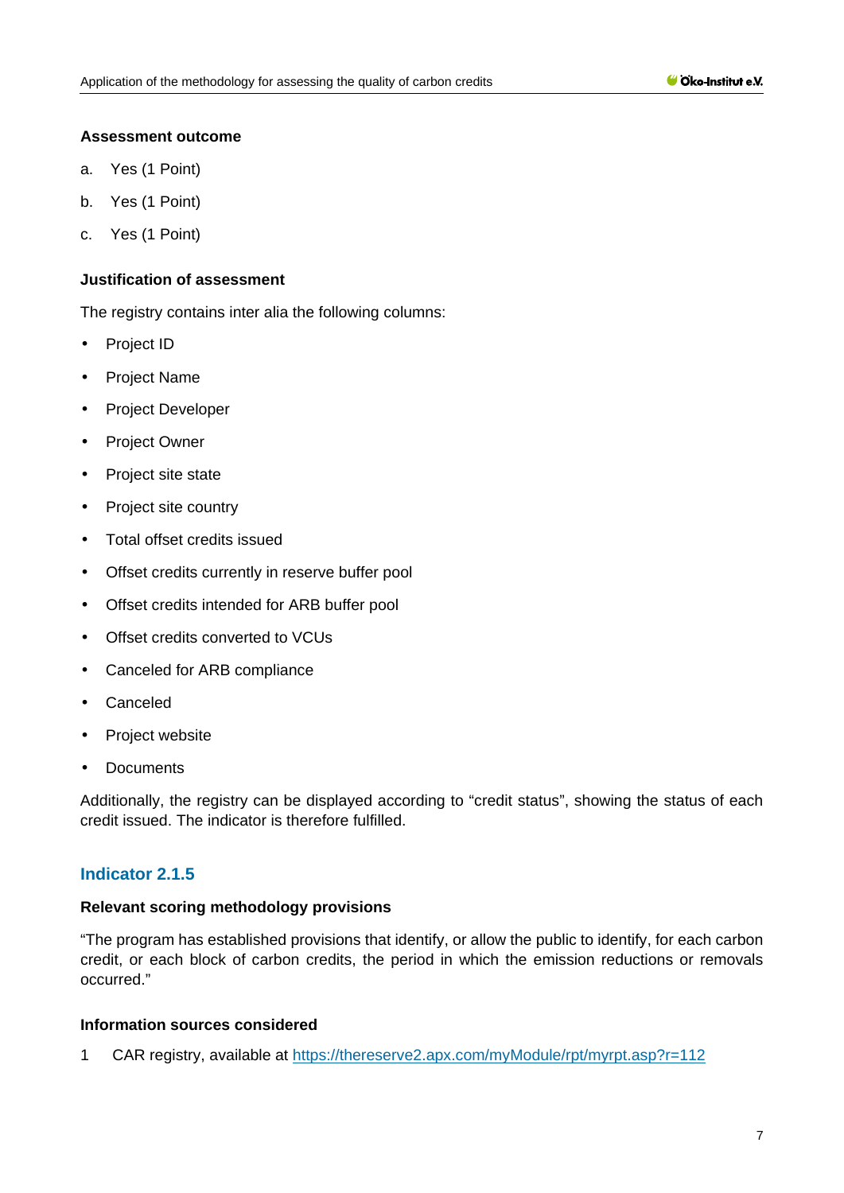#### Assessment outcome

a. Yes (1 Point)

b. Yes (1 Point)

c. Yes (1 Point)

#### Justification of assessment

The registry contains inter alia the following columns:

- Project ID
- Project Name
- Project Developer
- Project Owner
- Project site state
- Project site country
- Total offset credits issued
- Offset credits currently in reserve buffer pool
- Offset credits intended for ARB buffer pool
- Offset credits converted to VCUs
- Canceled for ARB compliance
- Canceled
- Project website
- Documents

Additionally, the registry can be displayed according to “credit status”, showing the status of each credit issued. The indicator is therefore fulfilled.

### Indicator 2.1.5

#### Relevant scoring methodology provisions

“The program has established provisions that identify, or allow the public to identify, for each carbon credit, or each block of carbon credits, the period in which the emission reductions or removals occurred.”

#### Information sources considered

1 CAR registry, available at [https://thereserve2.apx.com/myModule/rpt/myrpt.asp?r=112](https://thereserve2.apx.com/myModule/rpt/myrpt.asp?r=112)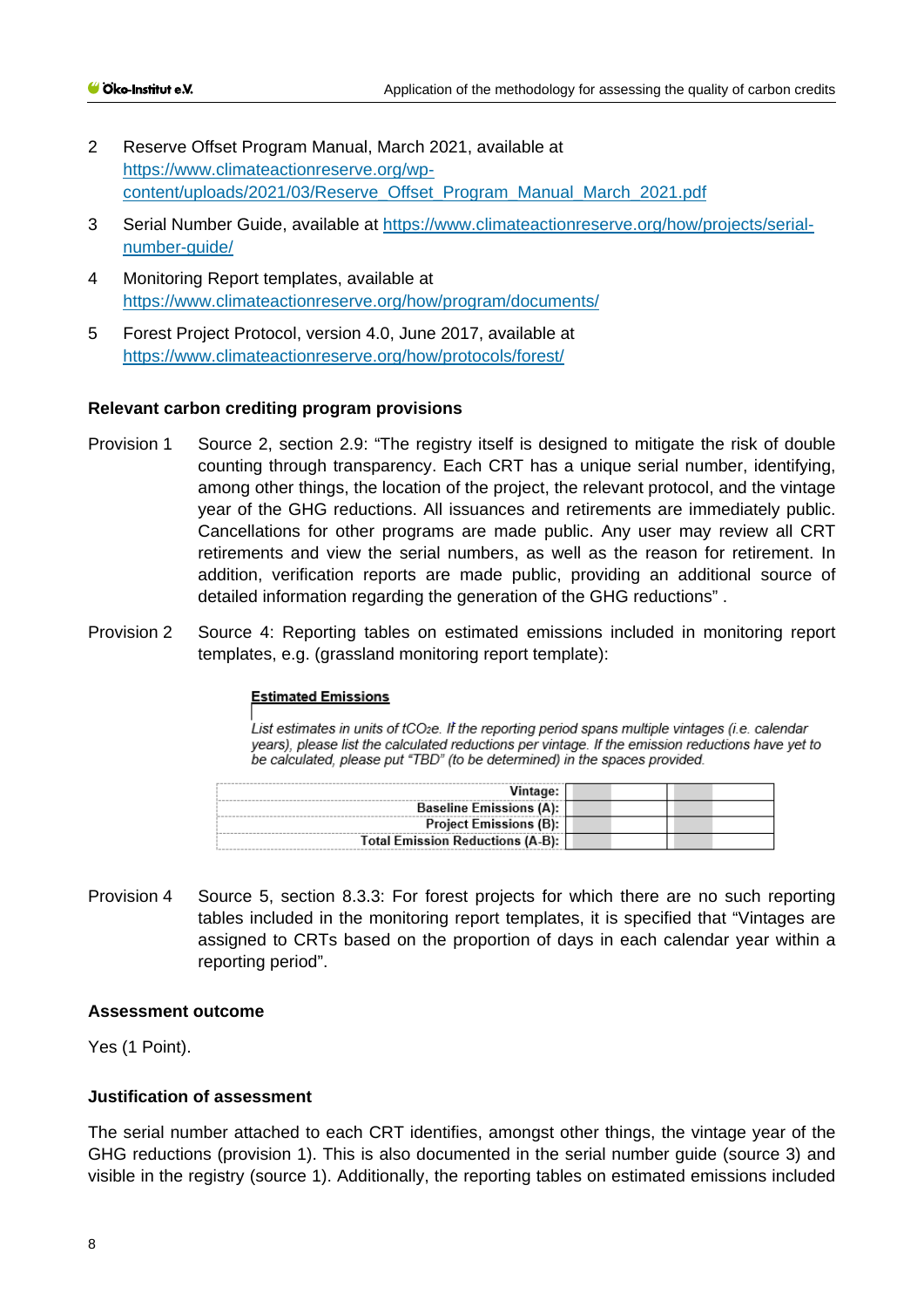2 Reserve Offset Program Manual, March 2021, available at https://www.climateactionreserve.org/wp-content/uploads/2021/03/Reserve_Offset_Program_Manual_March_2021.pdf

3 Serial Number Guide, available at https://www.climateactionreserve.org/how/projects/serial-number-guide/

4 Monitoring Report templates, available at https://www.climateactionreserve.org/how/program/documents/

5 Forest Project Protocol, version 4.0, June 2017, available at https://www.climateactionreserve.org/how/protocols/forest/

**Relevant carbon crediting program provisions**

Provision 1 Source 2, section 2.9: "The registry itself is designed to mitigate the risk of double counting through transparency. Each CRT has a unique serial number, identifying, among other things, the location of the project, the relevant protocol, and the vintage year of the GHG reductions. All issuances and retirements are immediately public. Cancellations for other programs are made public. Any user may review all CRT retirements and view the serial numbers, as well as the reason for retirement. In addition, verification reports are made public, providing an additional source of detailed information regarding the generation of the GHG reductions" .

Provision 2 Source 4: Reporting tables on estimated emissions included in monitoring report templates, e.g. (grassland monitoring report template):

**Estimated Emissions**

*List estimates in units of $tCO_2e$. If the reporting period spans multiple vintages (i.e. calendar years), please list the calculated reductions per vintage. If the emission reductions have yet to be calculated, please put "TBD" (to be determined) in the spaces provided.*

| | | |
|---|---|---|
| **Vintage:** | | |
| **Baseline Emissions (A):** | | |
| **Project Emissions (B):** | | |
| **Total Emission Reductions (A-B):** | | |

Provision 4 Source 5, section 8.3.3: For forest projects for which there are no such reporting tables included in the monitoring report templates, it is specified that "Vintages are assigned to CRTs based on the proportion of days in each calendar year within a reporting period".

**Assessment outcome**

Yes (1 Point).

**Justification of assessment**

The serial number attached to each CRT identifies, amongst other things, the vintage year of the GHG reductions (provision 1). This is also documented in the serial number guide (source 3) and visible in the registry (source 1). Additionally, the reporting tables on estimated emissions included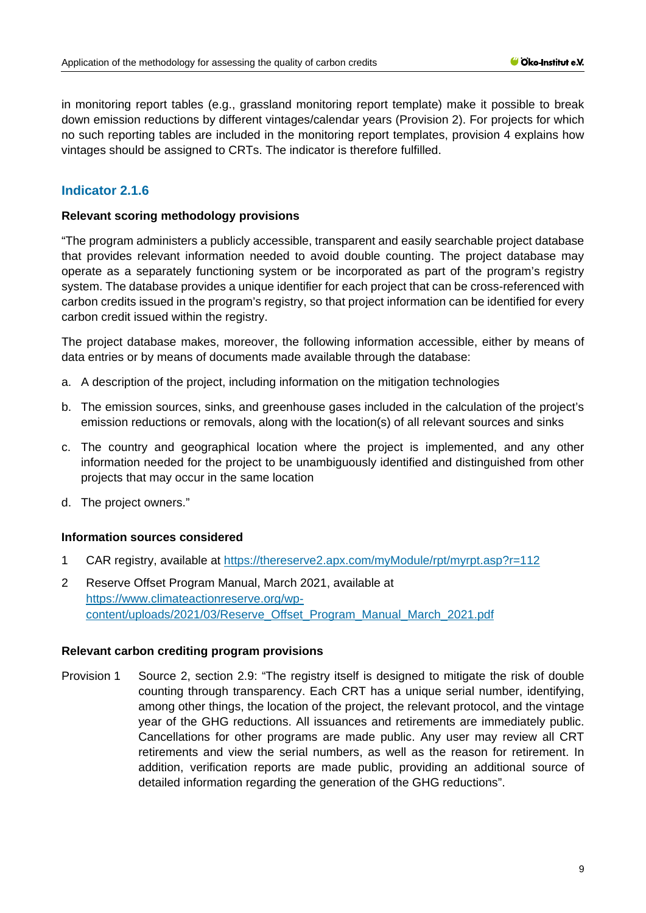in monitoring report tables (e.g., grassland monitoring report template) make it possible to break down emission reductions by different vintages/calendar years (Provision 2). For projects for which no such reporting tables are included in the monitoring report templates, provision 4 explains how vintages should be assigned to CRTs. The indicator is therefore fulfilled.

### Indicator 2.1.6

**Relevant scoring methodology provisions**

"The program administers a publicly accessible, transparent and easily searchable project database that provides relevant information needed to avoid double counting. The project database may operate as a separately functioning system or be incorporated as part of the program's registry system. The database provides a unique identifier for each project that can be cross-referenced with carbon credits issued in the program's registry, so that project information can be identified for every carbon credit issued within the registry.

The project database makes, moreover, the following information accessible, either by means of data entries or by means of documents made available through the database:

a. A description of the project, including information on the mitigation technologies

b. The emission sources, sinks, and greenhouse gases included in the calculation of the project's emission reductions or removals, along with the location(s) of all relevant sources and sinks

c. The country and geographical location where the project is implemented, and any other information needed for the project to be unambiguously identified and distinguished from other projects that may occur in the same location

d. The project owners."

**Information sources considered**

1 CAR registry, available at https://thereserve2.apx.com/myModule/rpt/myrpt.asp?r=112

2 Reserve Offset Program Manual, March 2021, available at https://www.climateactionreserve.org/wp-content/uploads/2021/03/Reserve_Offset_Program_Manual_March_2021.pdf

**Relevant carbon crediting program provisions**

Provision 1 Source 2, section 2.9: "The registry itself is designed to mitigate the risk of double counting through transparency. Each CRT has a unique serial number, identifying, among other things, the location of the project, the relevant protocol, and the vintage year of the GHG reductions. All issuances and retirements are immediately public. Cancellations for other programs are made public. Any user may review all CRT retirements and view the serial numbers, as well as the reason for retirement. In addition, verification reports are made public, providing an additional source of detailed information regarding the generation of the GHG reductions".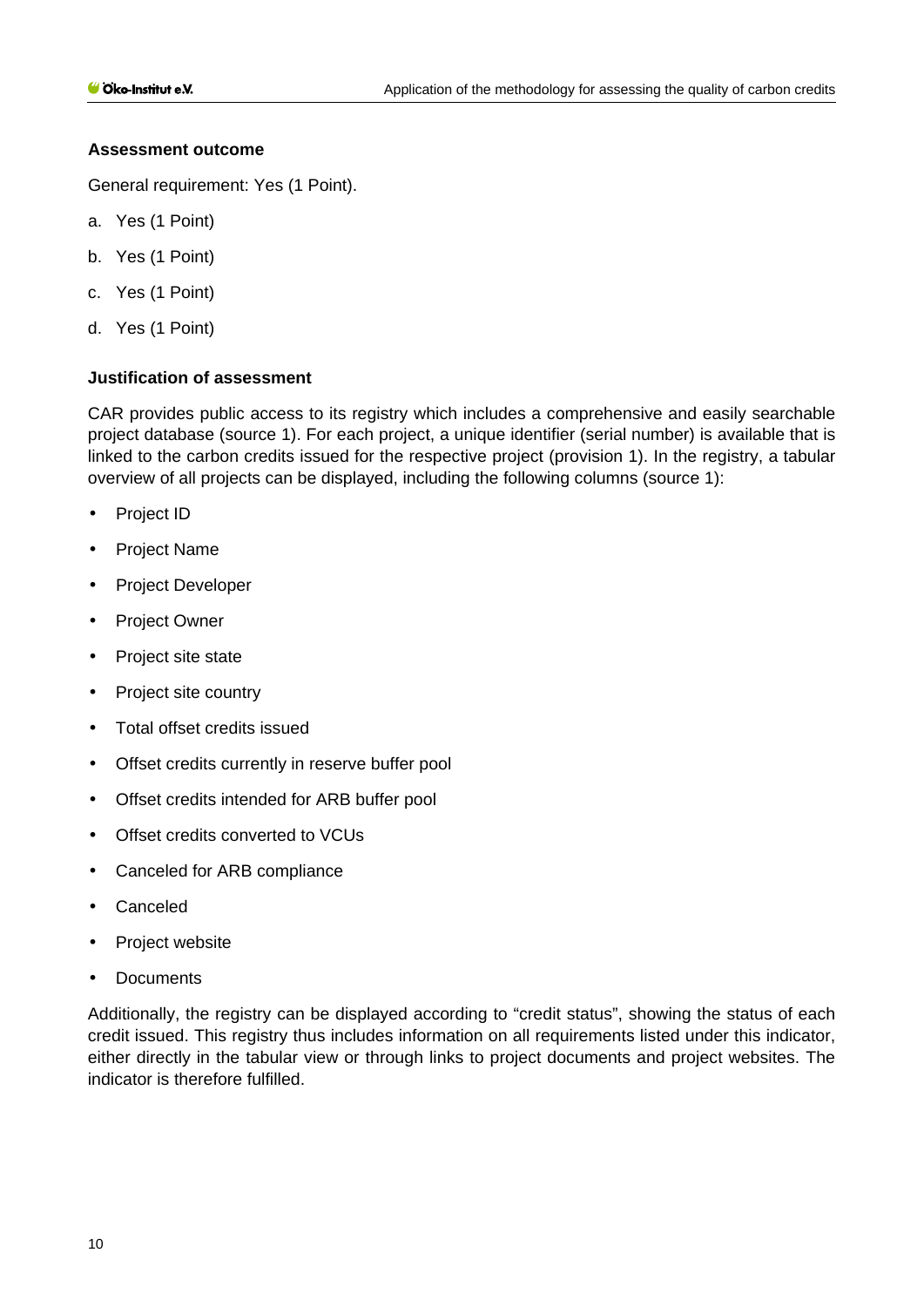**Assessment outcome**

General requirement: Yes (1 Point).

a. Yes (1 Point)

b. Yes (1 Point)

c. Yes (1 Point)

d. Yes (1 Point)

**Justification of assessment**

CAR provides public access to its registry which includes a comprehensive and easily searchable project database (source 1). For each project, a unique identifier (serial number) is available that is linked to the carbon credits issued for the respective project (provision 1). In the registry, a tabular overview of all projects can be displayed, including the following columns (source 1):

- Project ID
- Project Name
- Project Developer
- Project Owner
- Project site state
- Project site country
- Total offset credits issued
- Offset credits currently in reserve buffer pool
- Offset credits intended for ARB buffer pool
- Offset credits converted to VCUs
- Canceled for ARB compliance
- Canceled
- Project website
- Documents

Additionally, the registry can be displayed according to "credit status", showing the status of each credit issued. This registry thus includes information on all requirements listed under this indicator, either directly in the tabular view or through links to project documents and project websites. The indicator is therefore fulfilled.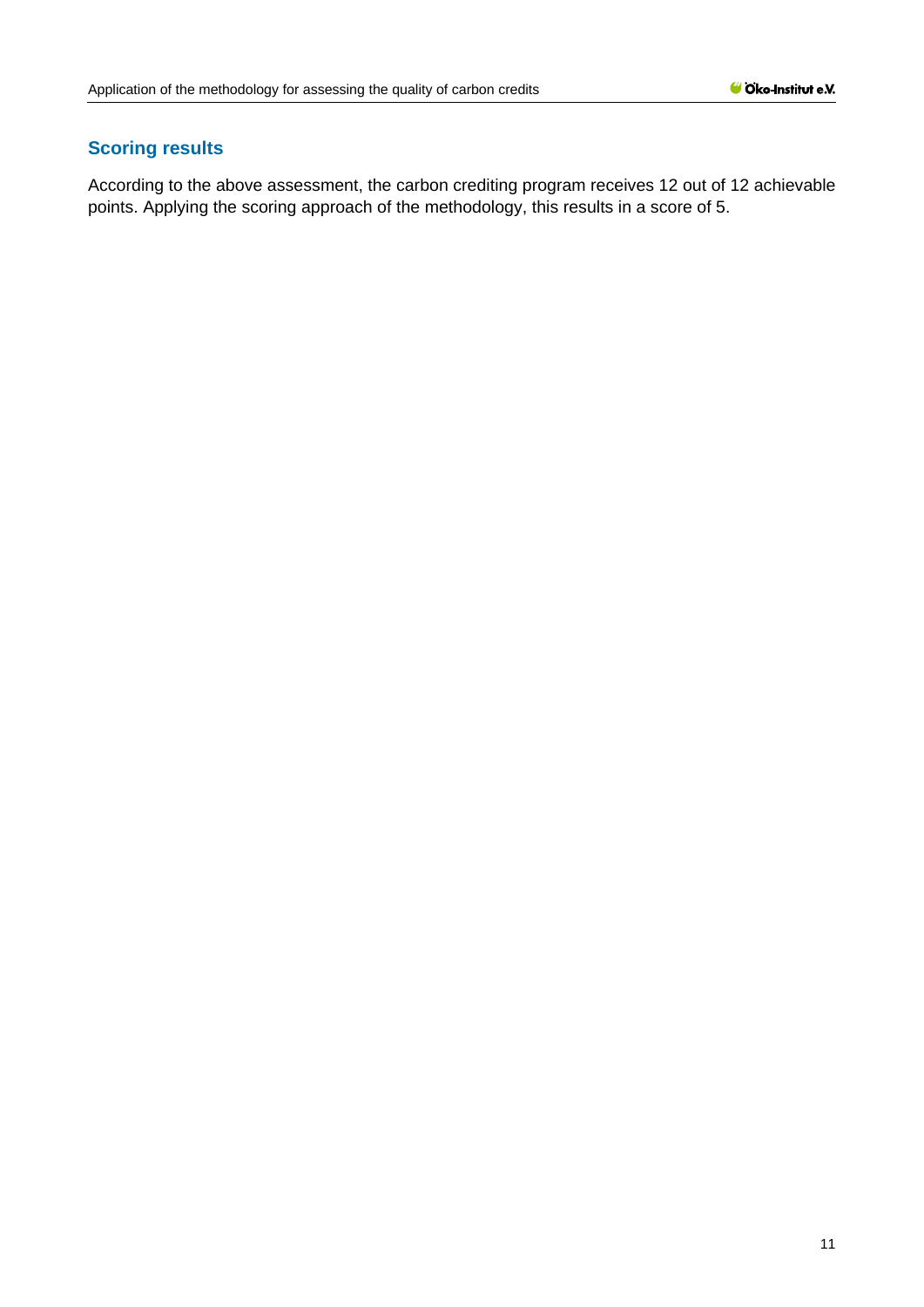## Scoring results

According to the above assessment, the carbon crediting program receives 12 out of 12 achievable points. Applying the scoring approach of the methodology, this results in a score of 5.